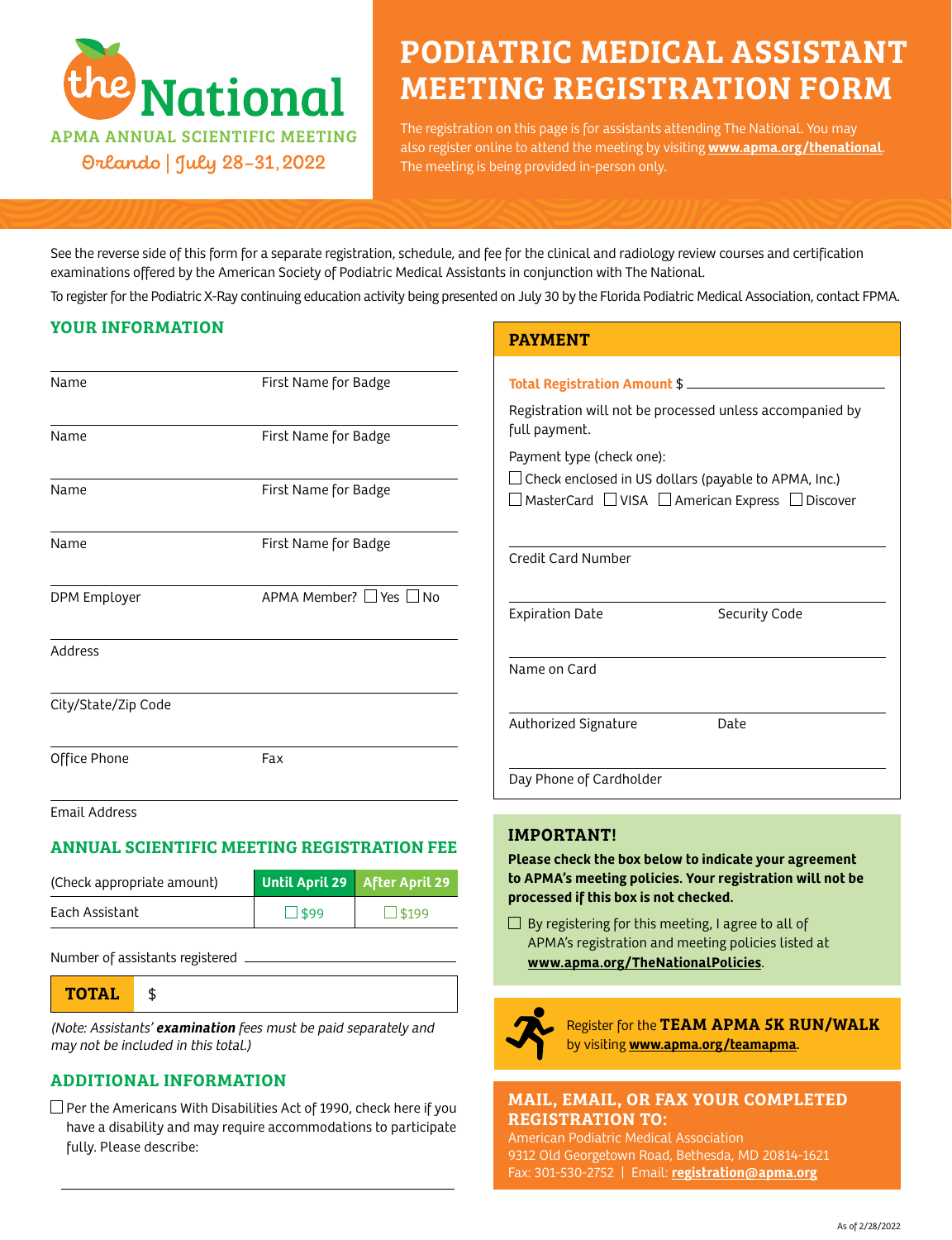# the National

APMA ANNUAL SCIENTIFIC MEETING

Orlando | July 28–31, 2022

# PODIATRIC MEDICAL ASSISTANT MEETING REGISTRATION FORM

The registration on this page is for assistants attending The National. You may also register online to attend the meeting by visiting **www.apma.org/thenational**. The meeting is being provided in-person only.

See the reverse side of this form for a separate registration, schedule, and fee for the clinical and radiology review courses and certification examinations offered by the American Society of Podiatric Medical Assistants in conjunction with The National.

To register for the Podiatric X-Ray continuing education activity being presented on July 30 by the Florida Podiatric Medical Association, contact FPMA.

## YOUR INFORMATION

Name ______________________ First Name for Badge ______________________

Name ______________________ First Name for Badge ______________________

Name ______________________ First Name for Badge ______________________

Name ______________________ First Name for Badge ______________________

DPM Employer ______________________ APMA Member? ☐ Yes ☐ No

Address ______________________

City/State/Zip Code ______________________

Office Phone ______________________ Fax ______________________

Email Address ______________________

## ANNUAL SCIENTIFIC MEETING REGISTRATION FEE

| (Check appropriate amount) | Until April 29 | After April 29 |
|---|---|---|
| Each Assistant | ☐ $99 | ☐ $199 |

Number of assistants registered ______________________

**TOTAL** $ ______________________

*(Note: Assistants' **examination** fees must be paid separately and may not be included in this total.)*

## ADDITIONAL INFORMATION

☐ Per the Americans With Disabilities Act of 1990, check here if you have a disability and may require accommodations to participate fully. Please describe:

______________________

## PAYMENT

**Total Registration Amount** $ ______________________

Registration will not be processed unless accompanied by full payment.

Payment type (check one):

☐ Check enclosed in US dollars (payable to APMA, Inc.)

☐ MasterCard ☐ VISA ☐ American Express ☐ Discover

Credit Card Number ______________________

Expiration Date ______________________ Security Code ______________________

Name on Card ______________________

Authorized Signature ______________________ Date ______________________

Day Phone of Cardholder ______________________

## IMPORTANT!

**Please check the box below to indicate your agreement to APMA's meeting policies. Your registration will not be processed if this box is not checked.**

☐ By registering for this meeting, I agree to all of APMA's registration and meeting policies listed at **www.apma.org/TheNationalPolicies**.

Register for the **TEAM APMA 5K RUN/WALK** by visiting **www.apma.org/teamapma**.

## MAIL, EMAIL, OR FAX YOUR COMPLETED REGISTRATION TO:

American Podiatric Medical Association
9312 Old Georgetown Road, Bethesda, MD 20814-1621
Fax: 301-530-2752 | Email: **registration@apma.org**

As of 2/28/2022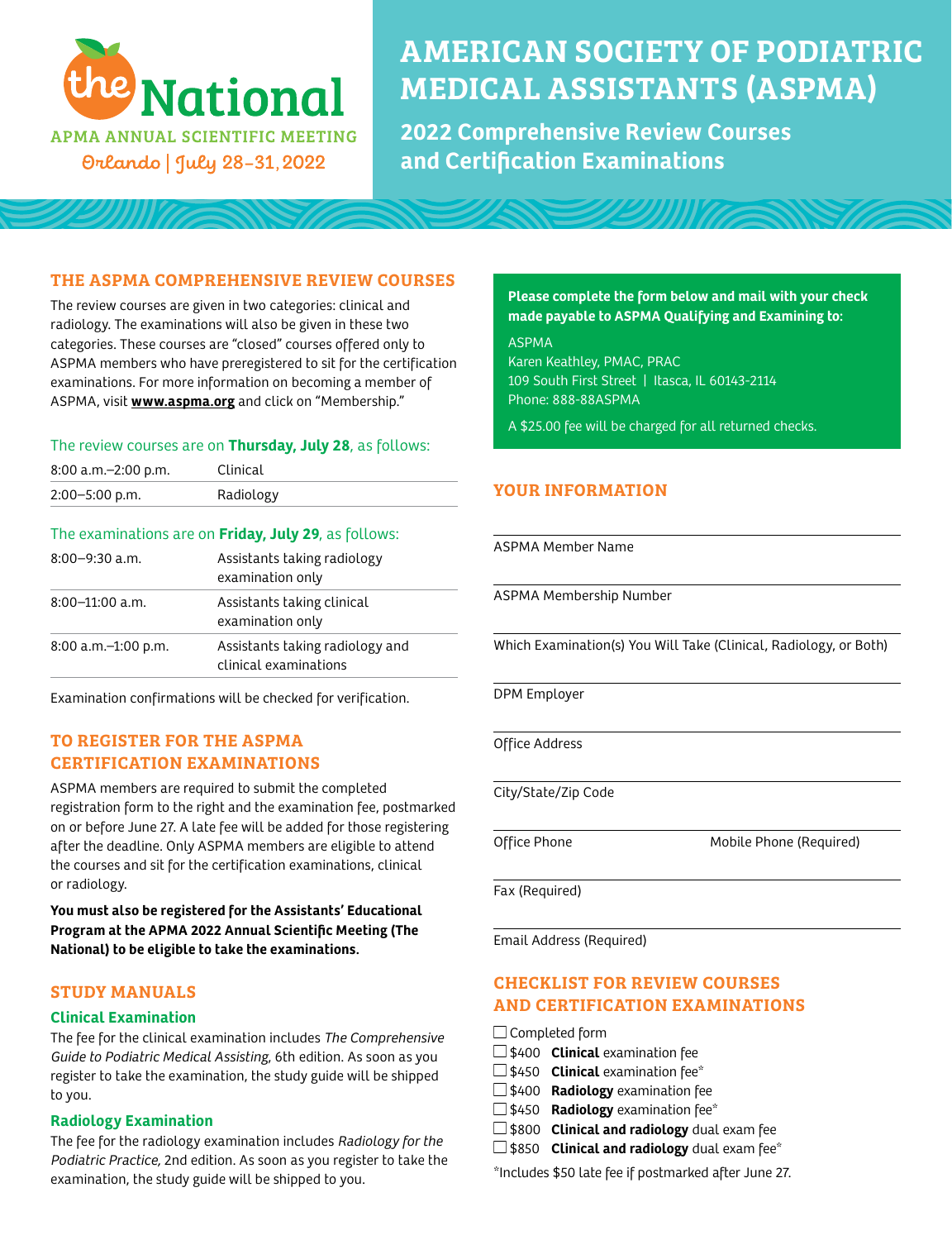**the National**

APMA ANNUAL SCIENTIFIC MEETING

Orlando | July 28–31, 2022

# AMERICAN SOCIETY OF PODIATRIC MEDICAL ASSISTANTS (ASPMA)

## 2022 Comprehensive Review Courses and Certification Examinations

## THE ASPMA COMPREHENSIVE REVIEW COURSES

The review courses are given in two categories: clinical and radiology. The examinations will also be given in these two categories. These courses are “closed” courses offered only to ASPMA members who have preregistered to sit for the certification examinations. For more information on becoming a member of ASPMA, visit **www.aspma.org** and click on “Membership.”

The review courses are on **Thursday, July 28**, as follows:

| | |
|---|---|
| 8:00 a.m.–2:00 p.m. | Clinical |
| 2:00–5:00 p.m. | Radiology |

The examinations are on **Friday, July 29**, as follows:

| | |
|---|---|
| 8:00–9:30 a.m. | Assistants taking radiology examination only |
| 8:00–11:00 a.m. | Assistants taking clinical examination only |
| 8:00 a.m.–1:00 p.m. | Assistants taking radiology and clinical examinations |

Examination confirmations will be checked for verification.

## TO REGISTER FOR THE ASPMA CERTIFICATION EXAMINATIONS

ASPMA members are required to submit the completed registration form to the right and the examination fee, postmarked on or before June 27. A late fee will be added for those registering after the deadline. Only ASPMA members are eligible to attend the courses and sit for the certification examinations, clinical or radiology.

**You must also be registered for the Assistants' Educational Program at the APMA 2022 Annual Scientific Meeting (The National) to be eligible to take the examinations.**

## STUDY MANUALS

### Clinical Examination

The fee for the clinical examination includes *The Comprehensive Guide to Podiatric Medical Assisting*, 6th edition. As soon as you register to take the examination, the study guide will be shipped to you.

### Radiology Examination

The fee for the radiology examination includes *Radiology for the Podiatric Practice,* 2nd edition. As soon as you register to take the examination, the study guide will be shipped to you.

**Please complete the form below and mail with your check made payable to ASPMA Qualifying and Examining to:**

ASPMA
Karen Keathley, PMAC, PRAC
109 South First Street | Itasca, IL 60143-2114
Phone: 888-88ASPMA

A $25.00 fee will be charged for all returned checks.

## YOUR INFORMATION

ASPMA Member Name

ASPMA Membership Number

Which Examination(s) You Will Take (Clinical, Radiology, or Both)

DPM Employer

Office Address

City/State/Zip Code

Office Phone | Mobile Phone (Required)

Fax (Required)

Email Address (Required)

## CHECKLIST FOR REVIEW COURSES AND CERTIFICATION EXAMINATIONS

- ☐ Completed form
- ☐ $400 **Clinical** examination fee
- ☐ $450 **Clinical** examination fee*
- ☐ $400 **Radiology** examination fee
- ☐ $450 **Radiology** examination fee*
- ☐ $800 **Clinical and radiology** dual exam fee
- ☐ $850 **Clinical and radiology** dual exam fee*

*Includes $50 late fee if postmarked after June 27.